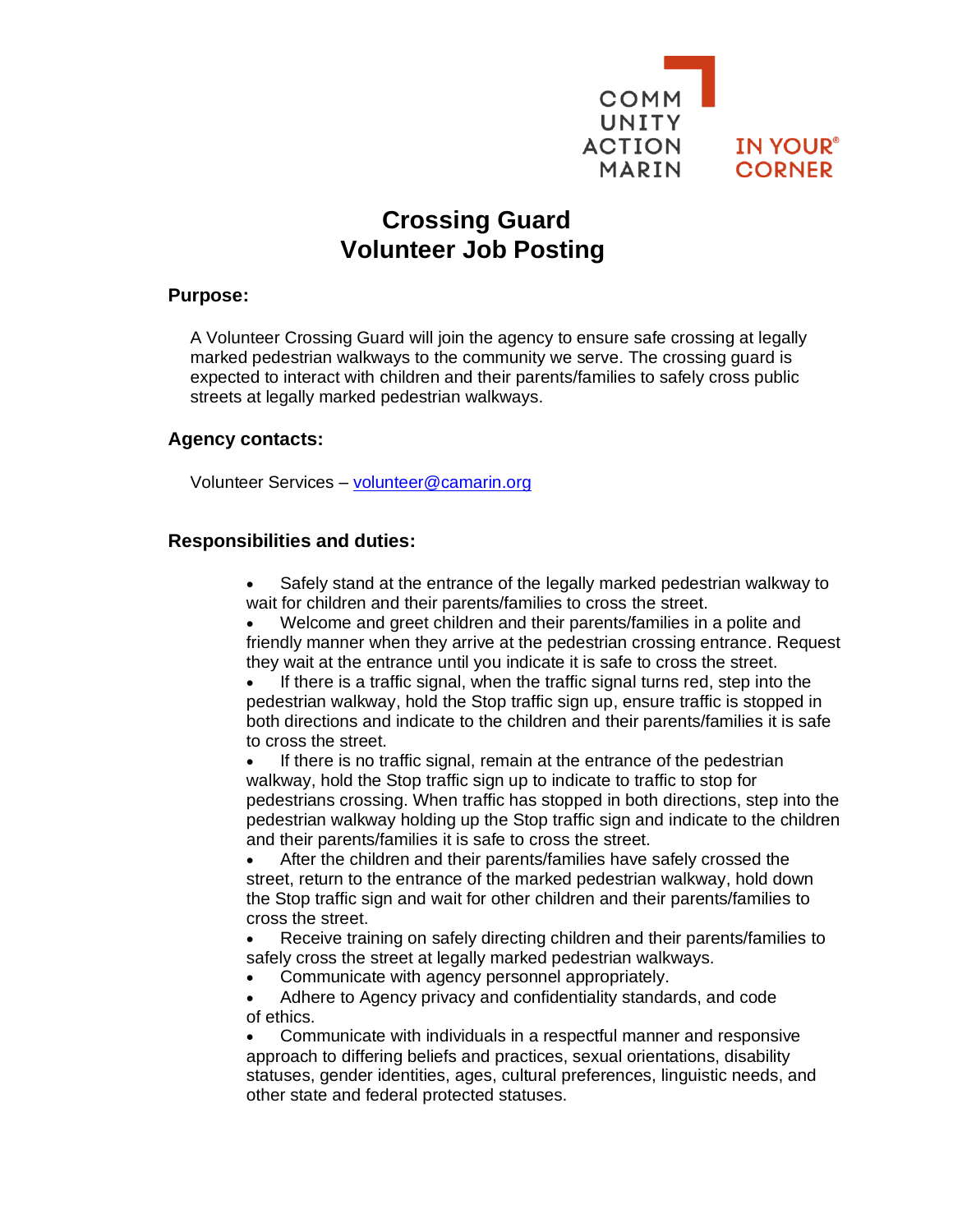COMM
UNITY
ACTION
MARIN

IN YOUR®
CORNER

# Crossing Guard
# Volunteer Job Posting

## Purpose:

A Volunteer Crossing Guard will join the agency to ensure safe crossing at legally marked pedestrian walkways to the community we serve. The crossing guard is expected to interact with children and their parents/families to safely cross public streets at legally marked pedestrian walkways.

## Agency contacts:

Volunteer Services – volunteer@camarin.org

## Responsibilities and duties:

- Safely stand at the entrance of the legally marked pedestrian walkway to wait for children and their parents/families to cross the street.
- Welcome and greet children and their parents/families in a polite and friendly manner when they arrive at the pedestrian crossing entrance. Request they wait at the entrance until you indicate it is safe to cross the street.
- If there is a traffic signal, when the traffic signal turns red, step into the pedestrian walkway, hold the Stop traffic sign up, ensure traffic is stopped in both directions and indicate to the children and their parents/families it is safe to cross the street.
- If there is no traffic signal, remain at the entrance of the pedestrian walkway, hold the Stop traffic sign up to indicate to traffic to stop for pedestrians crossing. When traffic has stopped in both directions, step into the pedestrian walkway holding up the Stop traffic sign and indicate to the children and their parents/families it is safe to cross the street.
- After the children and their parents/families have safely crossed the street, return to the entrance of the marked pedestrian walkway, hold down the Stop traffic sign and wait for other children and their parents/families to cross the street.
- Receive training on safely directing children and their parents/families to safely cross the street at legally marked pedestrian walkways.
- Communicate with agency personnel appropriately.
- Adhere to Agency privacy and confidentiality standards, and code of ethics.
- Communicate with individuals in a respectful manner and responsive approach to differing beliefs and practices, sexual orientations, disability statuses, gender identities, ages, cultural preferences, linguistic needs, and other state and federal protected statuses.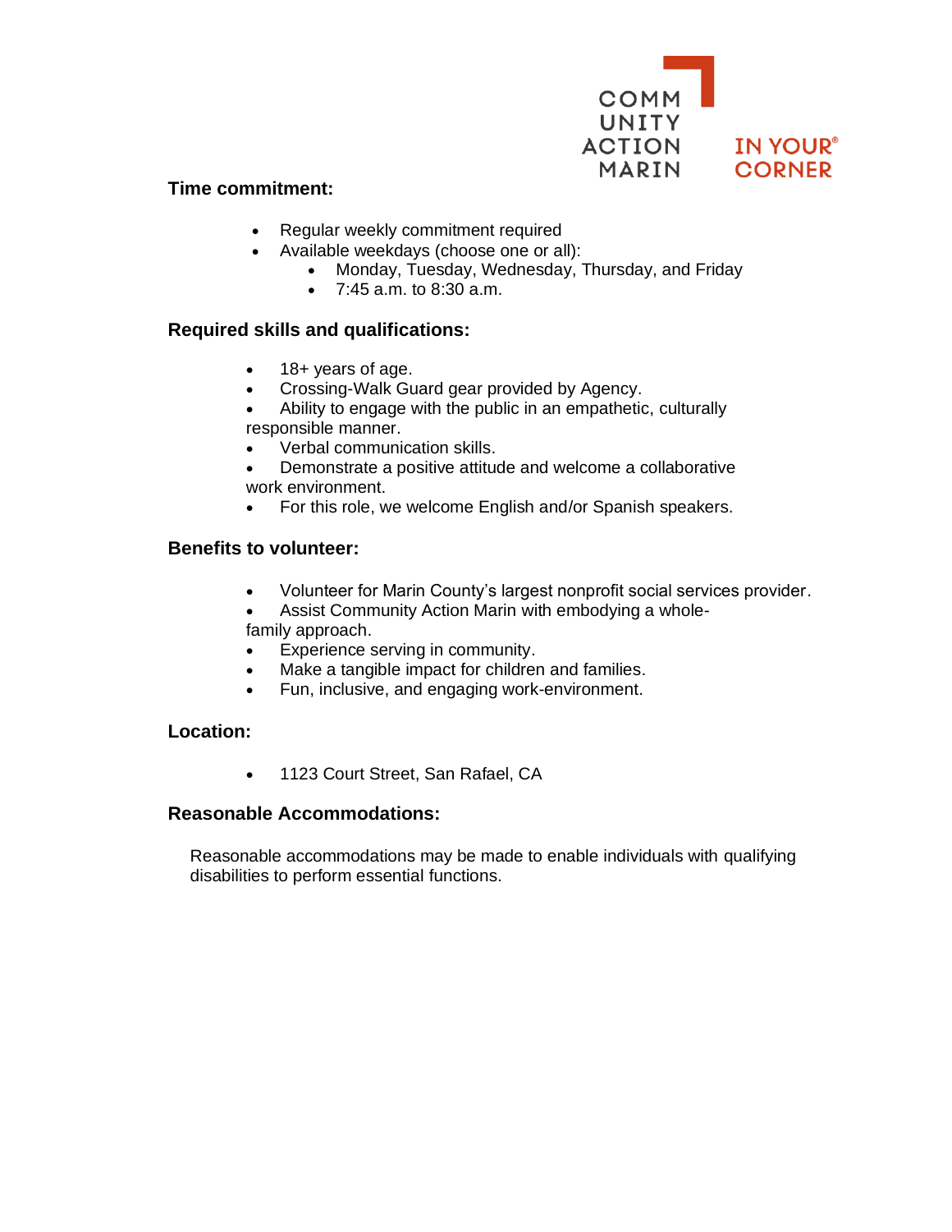## Time commitment:

- Regular weekly commitment required
- Available weekdays (choose one or all):
  - Monday, Tuesday, Wednesday, Thursday, and Friday
  - 7:45 a.m. to 8:30 a.m.

## Required skills and qualifications:

- 18+ years of age.
- Crossing-Walk Guard gear provided by Agency.
- Ability to engage with the public in an empathetic, culturally responsible manner.
- Verbal communication skills.
- Demonstrate a positive attitude and welcome a collaborative work environment.
- For this role, we welcome English and/or Spanish speakers.

## Benefits to volunteer:

- Volunteer for Marin County's largest nonprofit social services provider.
- Assist Community Action Marin with embodying a whole-family approach.
- Experience serving in community.
- Make a tangible impact for children and families.
- Fun, inclusive, and engaging work-environment.

## Location:

- 1123 Court Street, San Rafael, CA

## Reasonable Accommodations:

Reasonable accommodations may be made to enable individuals with qualifying disabilities to perform essential functions.